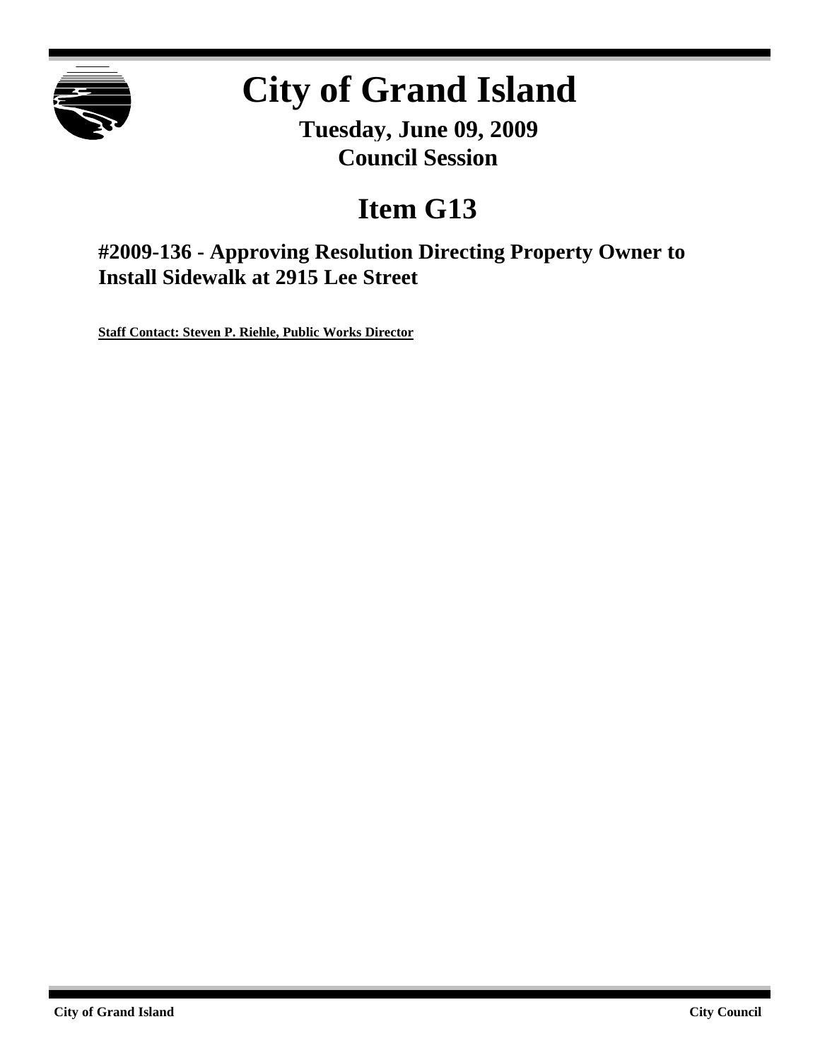# City of Grand Island

**Tuesday, June 09, 2009**
**Council Session**

# Item G13

## #2009-136 - Approving Resolution Directing Property Owner to Install Sidewalk at 2915 Lee Street

**Staff Contact: Steven P. Riehle, Public Works Director**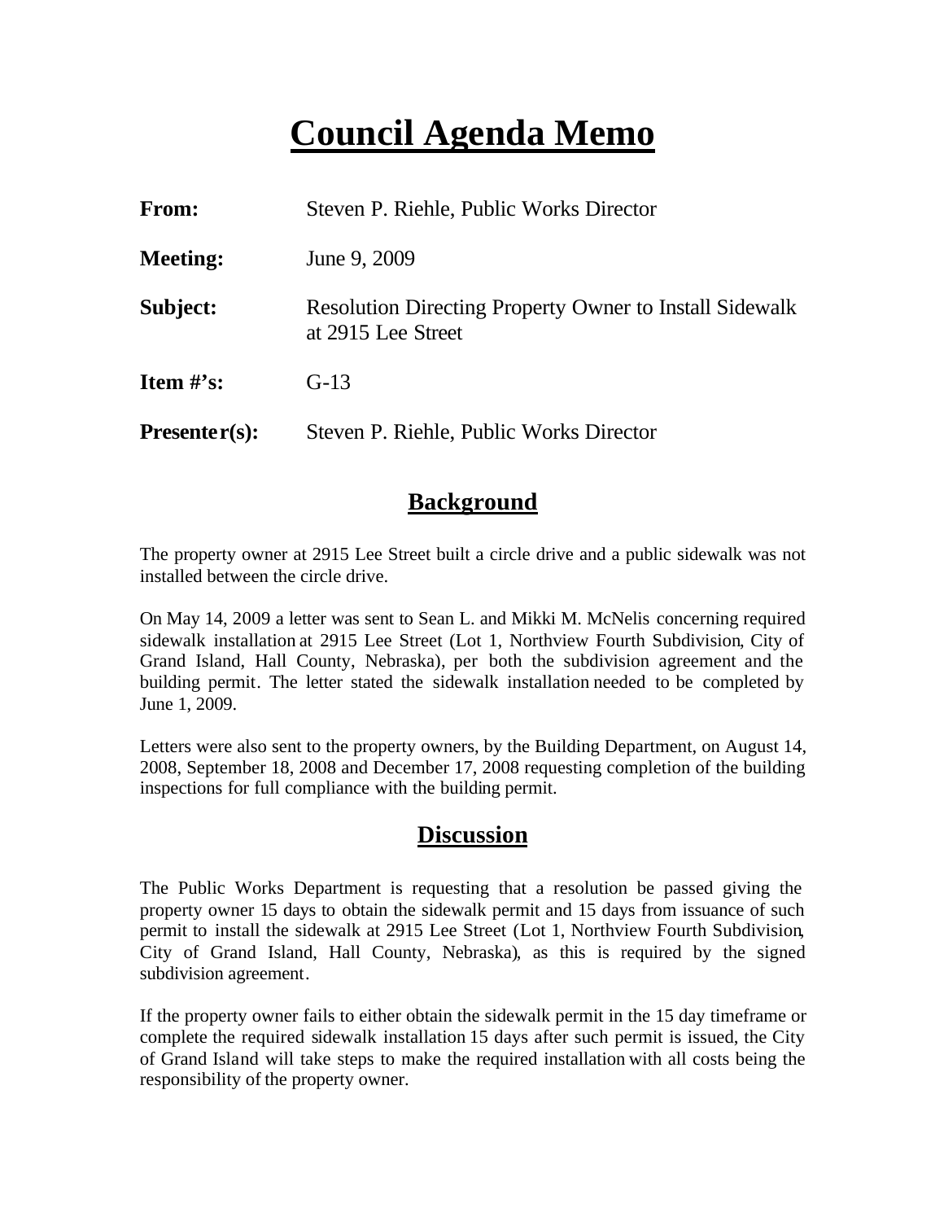# Council Agenda Memo

| | |
|---|---|
| **From:** | Steven P. Riehle, Public Works Director |
| **Meeting:** | June 9, 2009 |
| **Subject:** | Resolution Directing Property Owner to Install Sidewalk at 2915 Lee Street |
| **Item #'s:** | G-13 |
| **Presenter(s):** | Steven P. Riehle, Public Works Director |

## Background

The property owner at 2915 Lee Street built a circle drive and a public sidewalk was not installed between the circle drive.

On May 14, 2009 a letter was sent to Sean L. and Mikki M. McNelis concerning required sidewalk installation at 2915 Lee Street (Lot 1, Northview Fourth Subdivision, City of Grand Island, Hall County, Nebraska), per both the subdivision agreement and the building permit. The letter stated the sidewalk installation needed to be completed by June 1, 2009.

Letters were also sent to the property owners, by the Building Department, on August 14, 2008, September 18, 2008 and December 17, 2008 requesting completion of the building inspections for full compliance with the building permit.

## Discussion

The Public Works Department is requesting that a resolution be passed giving the property owner 15 days to obtain the sidewalk permit and 15 days from issuance of such permit to install the sidewalk at 2915 Lee Street (Lot 1, Northview Fourth Subdivision, City of Grand Island, Hall County, Nebraska), as this is required by the signed subdivision agreement.

If the property owner fails to either obtain the sidewalk permit in the 15 day timeframe or complete the required sidewalk installation 15 days after such permit is issued, the City of Grand Island will take steps to make the required installation with all costs being the responsibility of the property owner.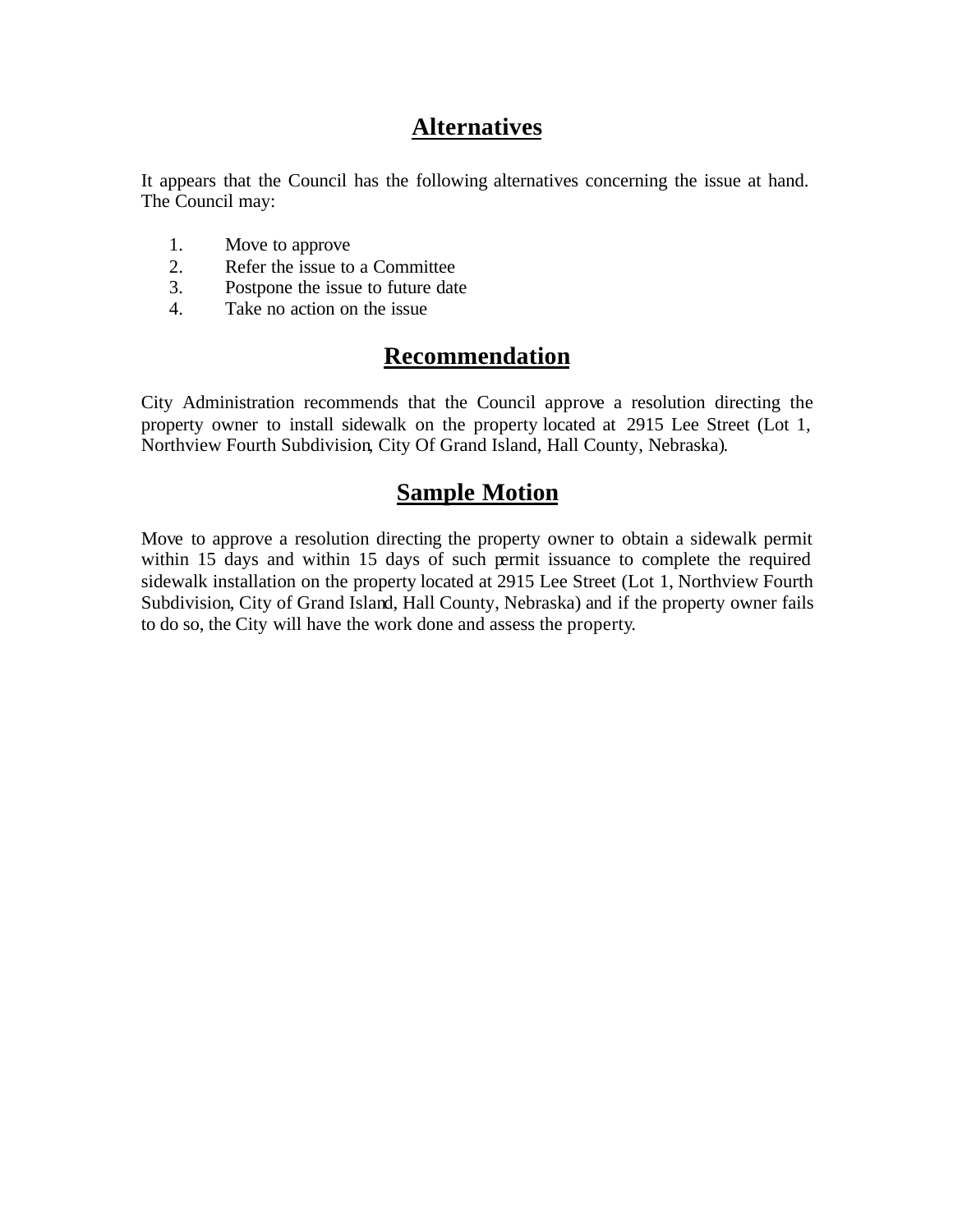## Alternatives

It appears that the Council has the following alternatives concerning the issue at hand. The Council may:

1. Move to approve
2. Refer the issue to a Committee
3. Postpone the issue to future date
4. Take no action on the issue

## Recommendation

City Administration recommends that the Council approve a resolution directing the property owner to install sidewalk on the property located at 2915 Lee Street (Lot 1, Northview Fourth Subdivision, City Of Grand Island, Hall County, Nebraska).

## Sample Motion

Move to approve a resolution directing the property owner to obtain a sidewalk permit within 15 days and within 15 days of such permit issuance to complete the required sidewalk installation on the property located at 2915 Lee Street (Lot 1, Northview Fourth Subdivision, City of Grand Island, Hall County, Nebraska) and if the property owner fails to do so, the City will have the work done and assess the property.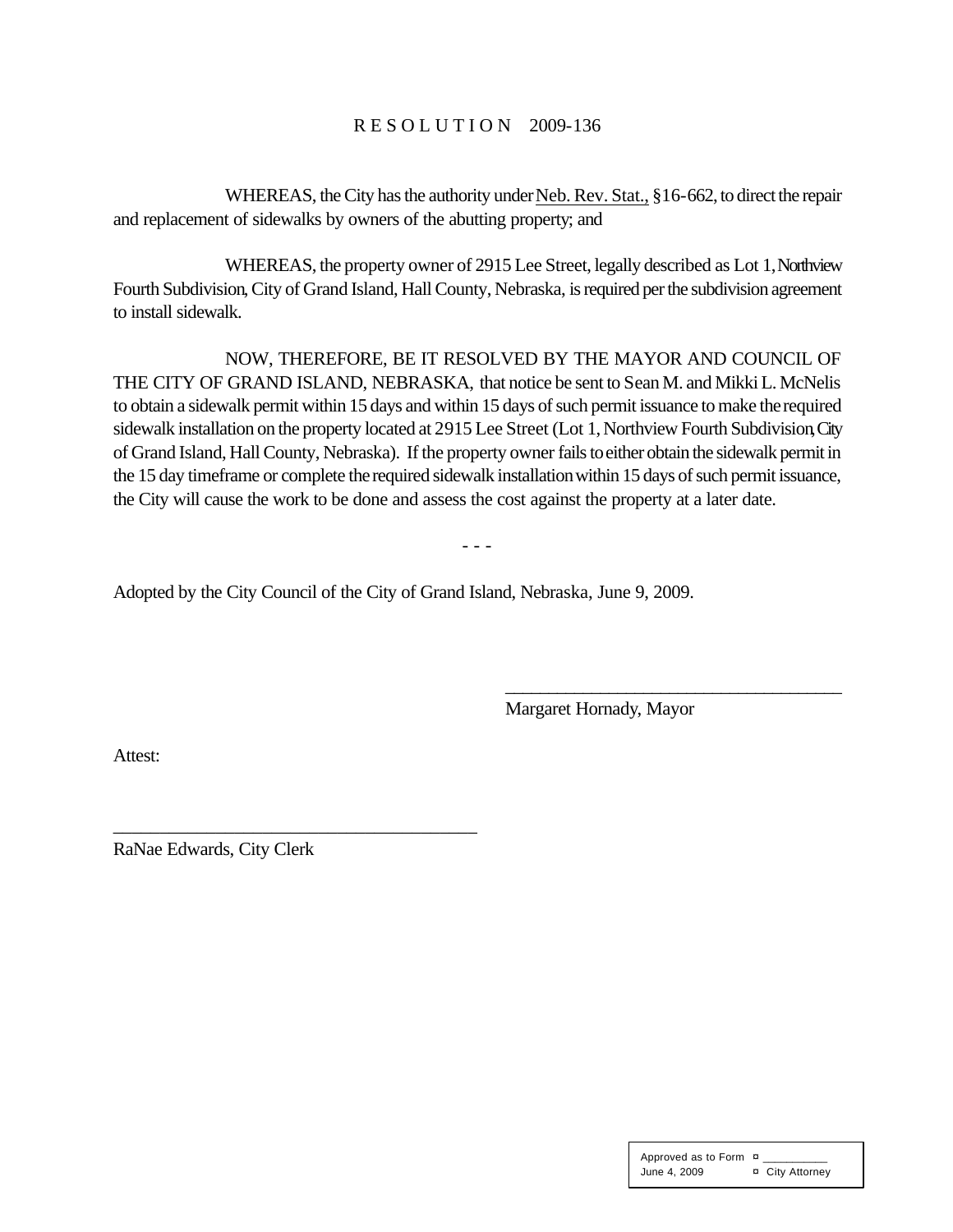# R E S O L U T I O N 2009-136

WHEREAS, the City has the authority under Neb. Rev. Stat., §16-662, to direct the repair and replacement of sidewalks by owners of the abutting property; and

WHEREAS, the property owner of 2915 Lee Street, legally described as Lot 1, Northview Fourth Subdivision, City of Grand Island, Hall County, Nebraska, is required per the subdivision agreement to install sidewalk.

NOW, THEREFORE, BE IT RESOLVED BY THE MAYOR AND COUNCIL OF THE CITY OF GRAND ISLAND, NEBRASKA, that notice be sent to Sean M. and Mikki L. McNelis to obtain a sidewalk permit within 15 days and within 15 days of such permit issuance to make the required sidewalk installation on the property located at 2915 Lee Street (Lot 1, Northview Fourth Subdivision, City of Grand Island, Hall County, Nebraska). If the property owner fails to either obtain the sidewalk permit in the 15 day timeframe or complete the required sidewalk installation within 15 days of such permit issuance, the City will cause the work to be done and assess the cost against the property at a later date.

- - -

Adopted by the City Council of the City of Grand Island, Nebraska, June 9, 2009.

_____________________________________
Margaret Hornady, Mayor

Attest:

_____________________________________
RaNae Edwards, City Clerk

| | |
|---|---|
| Approved as to Form ¤ | ___________ |
| June 4, 2009 | ¤ City Attorney |